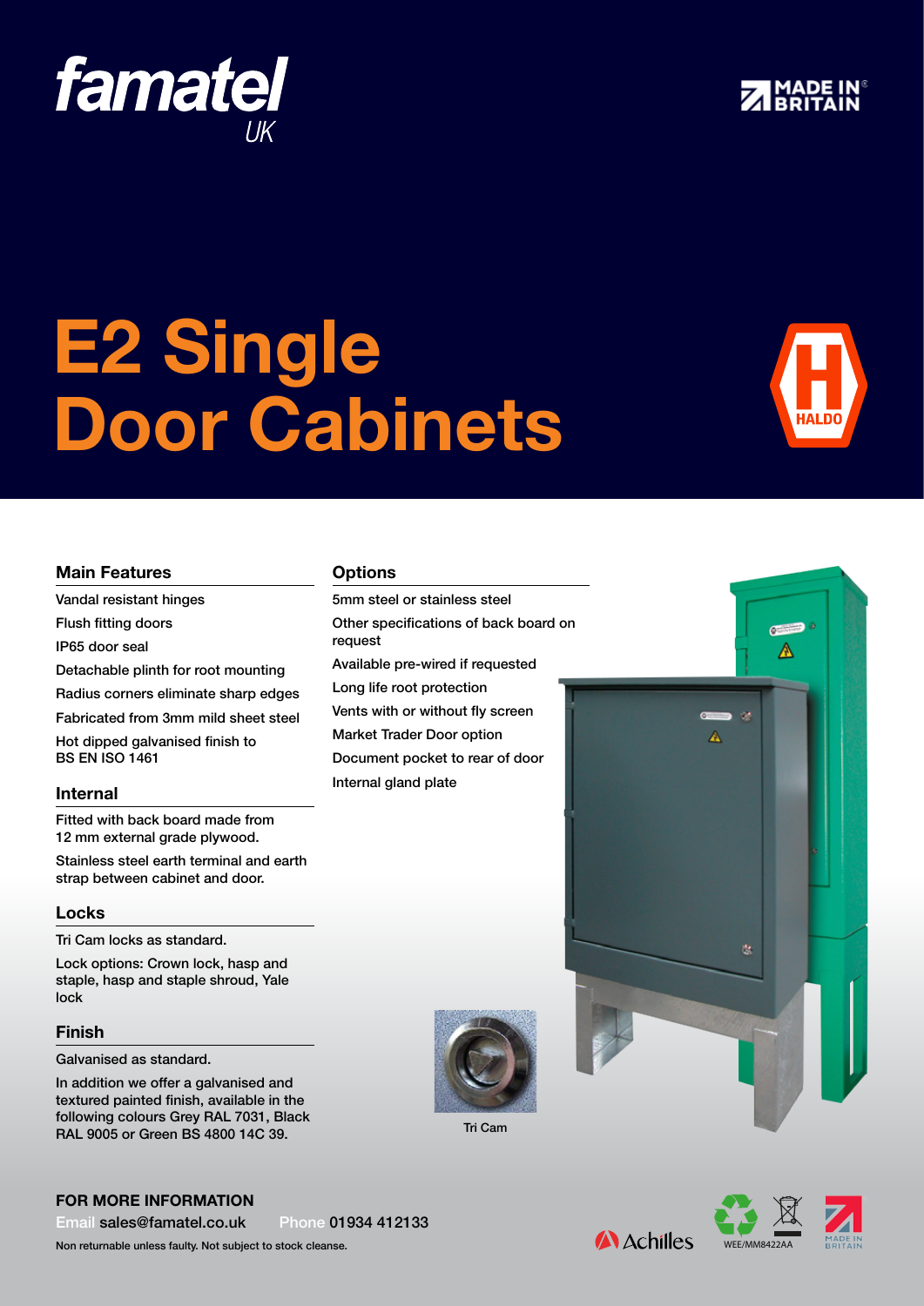famatel UK

MADE IN BRITAIN

# E2 Single Door Cabinets

HALDO

## Main Features

Vandal resistant hinges

Flush fitting doors

IP65 door seal

Detachable plinth for root mounting

Radius corners eliminate sharp edges

Fabricated from 3mm mild sheet steel

Hot dipped galvanised finish to BS EN ISO 1461

## Internal

Fitted with back board made from 12 mm external grade plywood.

Stainless steel earth terminal and earth strap between cabinet and door.

## Locks

Tri Cam locks as standard.

Lock options: Crown lock, hasp and staple, hasp and staple shroud, Yale lock

## Finish

Galvanised as standard.

In addition we offer a galvanised and textured painted finish, available in the following colours Grey RAL 7031, Black RAL 9005 or Green BS 4800 14C 39.

## Options

5mm steel or stainless steel

Other specifications of back board on request

Available pre-wired if requested

Long life root protection

Vents with or without fly screen

Market Trader Door option

Document pocket to rear of door

Internal gland plate

Tri Cam

**FOR MORE INFORMATION**

Email sales@famatel.co.uk Phone 01934 412133

Non returnable unless faulty. Not subject to stock cleanse.

Achilles WEE/MM8422AA MADE IN BRITAIN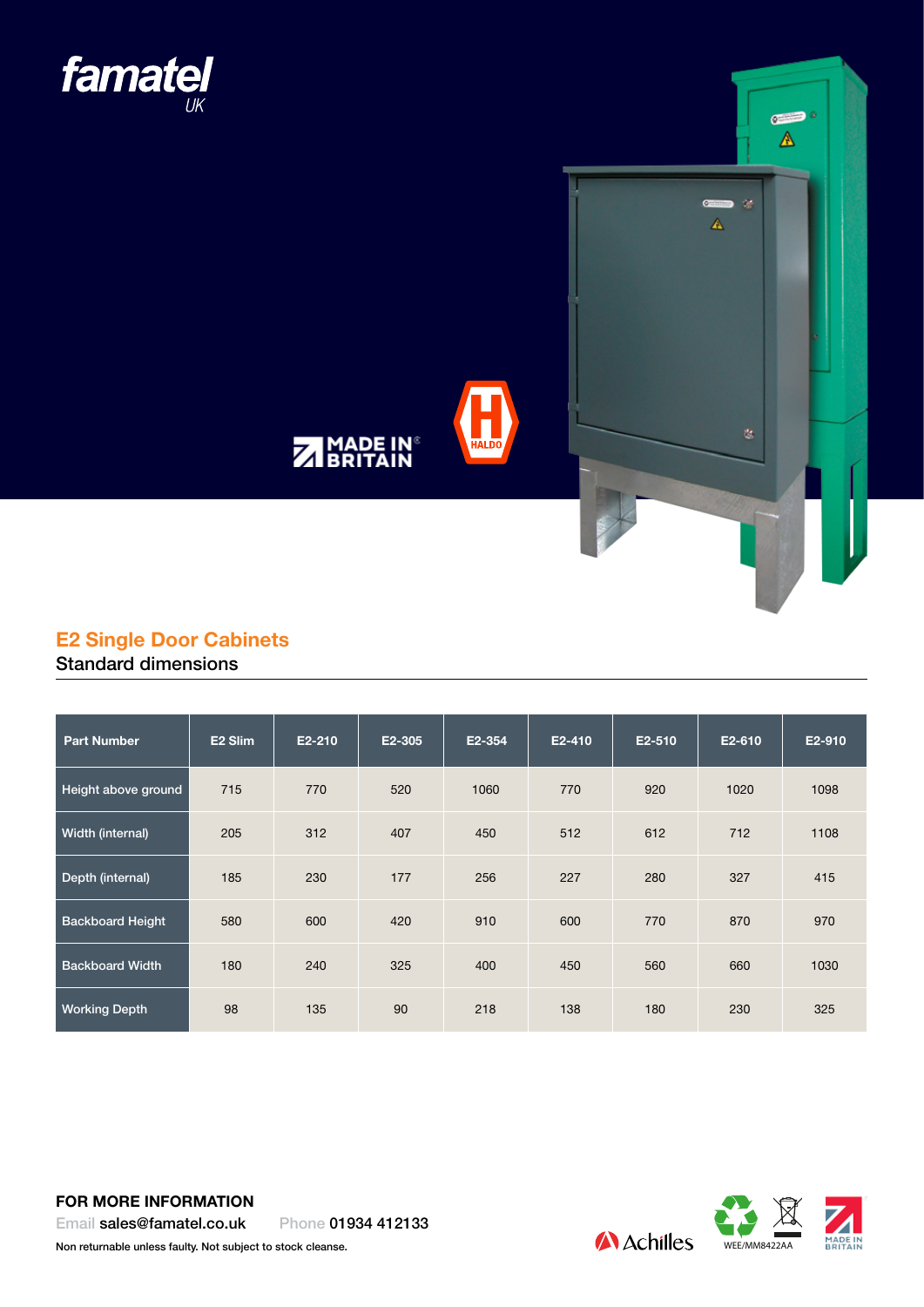## E2 Single Door Cabinets

Standard dimensions

| Part Number | E2 Slim | E2-210 | E2-305 | E2-354 | E2-410 | E2-510 | E2-610 | E2-910 |
|---|---|---|---|---|---|---|---|---|
| Height above ground | 715 | 770 | 520 | 1060 | 770 | 920 | 1020 | 1098 |
| Width (internal) | 205 | 312 | 407 | 450 | 512 | 612 | 712 | 1108 |
| Depth (internal) | 185 | 230 | 177 | 256 | 227 | 280 | 327 | 415 |
| Backboard Height | 580 | 600 | 420 | 910 | 600 | 770 | 870 | 970 |
| Backboard Width | 180 | 240 | 325 | 400 | 450 | 560 | 660 | 1030 |
| Working Depth | 98 | 135 | 90 | 218 | 138 | 180 | 230 | 325 |

**FOR MORE INFORMATION**

Email sales@famatel.co.uk Phone 01934 412133

Non returnable unless faulty. Not subject to stock cleanse.

WEE/MM8422AA